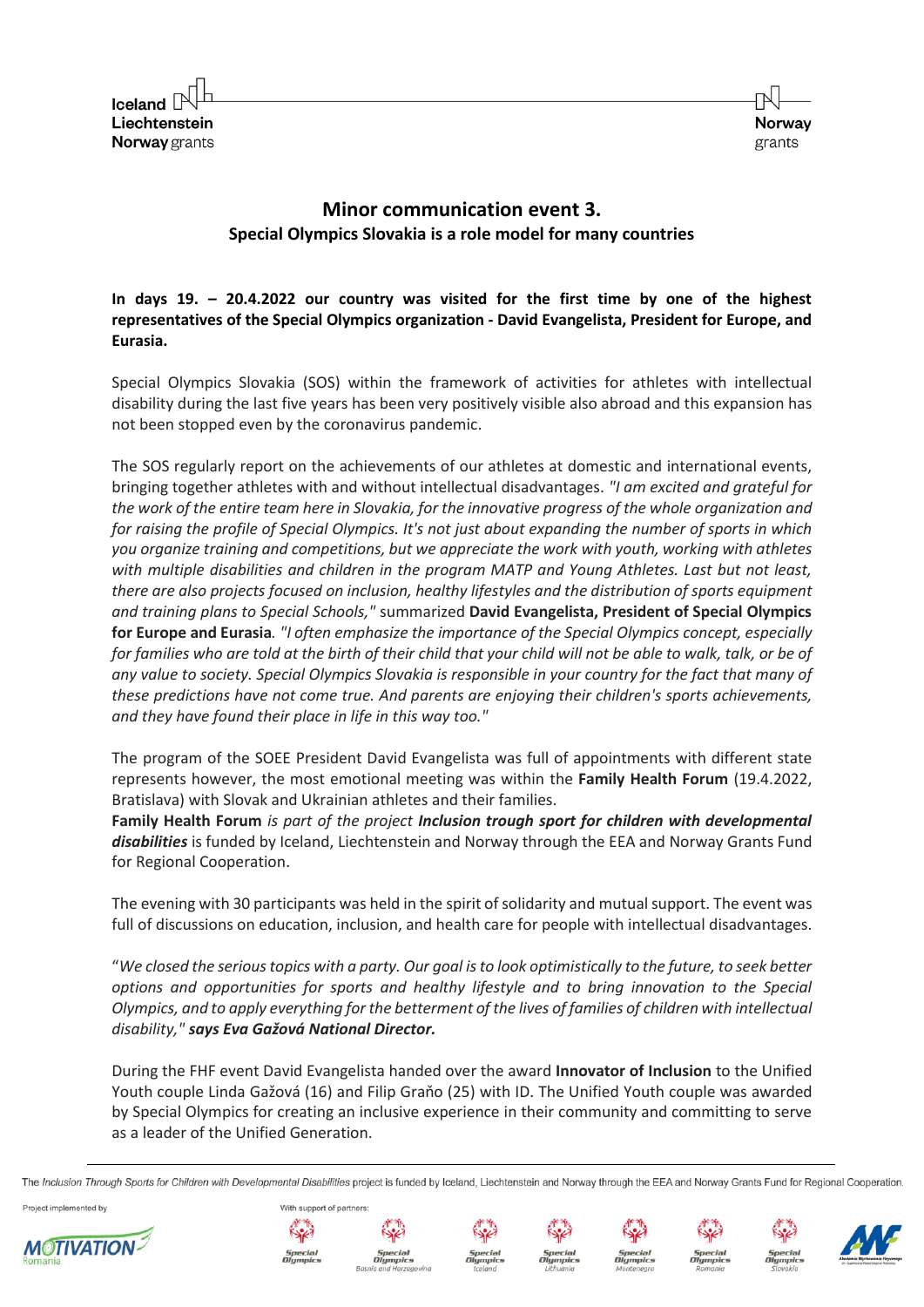# Minor communication event 3.

## Special Olympics Slovakia is a role model for many countries

**In days 19. – 20.4.2022 our country was visited for the first time by one of the highest representatives of the Special Olympics organization - David Evangelista, President for Europe, and Eurasia.**

Special Olympics Slovakia (SOS) within the framework of activities for athletes with intellectual disability during the last five years has been very positively visible also abroad and this expansion has not been stopped even by the coronavirus pandemic.

The SOS regularly report on the achievements of our athletes at domestic and international events, bringing together athletes with and without intellectual disadvantages. *"I am excited and grateful for the work of the entire team here in Slovakia, for the innovative progress of the whole organization and for raising the profile of Special Olympics. It's not just about expanding the number of sports in which you organize training and competitions, but we appreciate the work with youth, working with athletes with multiple disabilities and children in the program MATP and Young Athletes. Last but not least, there are also projects focused on inclusion, healthy lifestyles and the distribution of sports equipment and training plans to Special Schools,"* summarized **David Evangelista, President of Special Olympics for Europe and Eurasia**. *"I often emphasize the importance of the Special Olympics concept, especially for families who are told at the birth of their child that your child will not be able to walk, talk, or be of any value to society. Special Olympics Slovakia is responsible in your country for the fact that many of these predictions have not come true. And parents are enjoying their children's sports achievements, and they have found their place in life in this way too."*

The program of the SOEE President David Evangelista was full of appointments with different state represents however, the most emotional meeting was within the **Family Health Forum** (19.4.2022, Bratislava) with Slovak and Ukrainian athletes and their families.
**Family Health Forum** *is part of the project* ***Inclusion trough sport for children with developmental disabilities*** is funded by Iceland, Liechtenstein and Norway through the EEA and Norway Grants Fund for Regional Cooperation.

The evening with 30 participants was held in the spirit of solidarity and mutual support. The event was full of discussions on education, inclusion, and health care for people with intellectual disadvantages.

*"We closed the serious topics with a party. Our goal is to look optimistically to the future, to seek better options and opportunities for sports and healthy lifestyle and to bring innovation to the Special Olympics, and to apply everything for the betterment of the lives of families of children with intellectual disability,"* ***says Eva Gažová National Director.***

During the FHF event David Evangelista handed over the award **Innovator of Inclusion** to the Unified Youth couple Linda Gažová (16) and Filip Graňo (25) with ID. The Unified Youth couple was awarded by Special Olympics for creating an inclusive experience in their community and committing to serve as a leader of the Unified Generation.

The *Inclusion Through Sports for Children with Developmental Disabilities* project is funded by Iceland, Liechtenstein and Norway through the EEA and Norway Grants Fund for Regional Cooperation.

Project implemented by

With support of partners: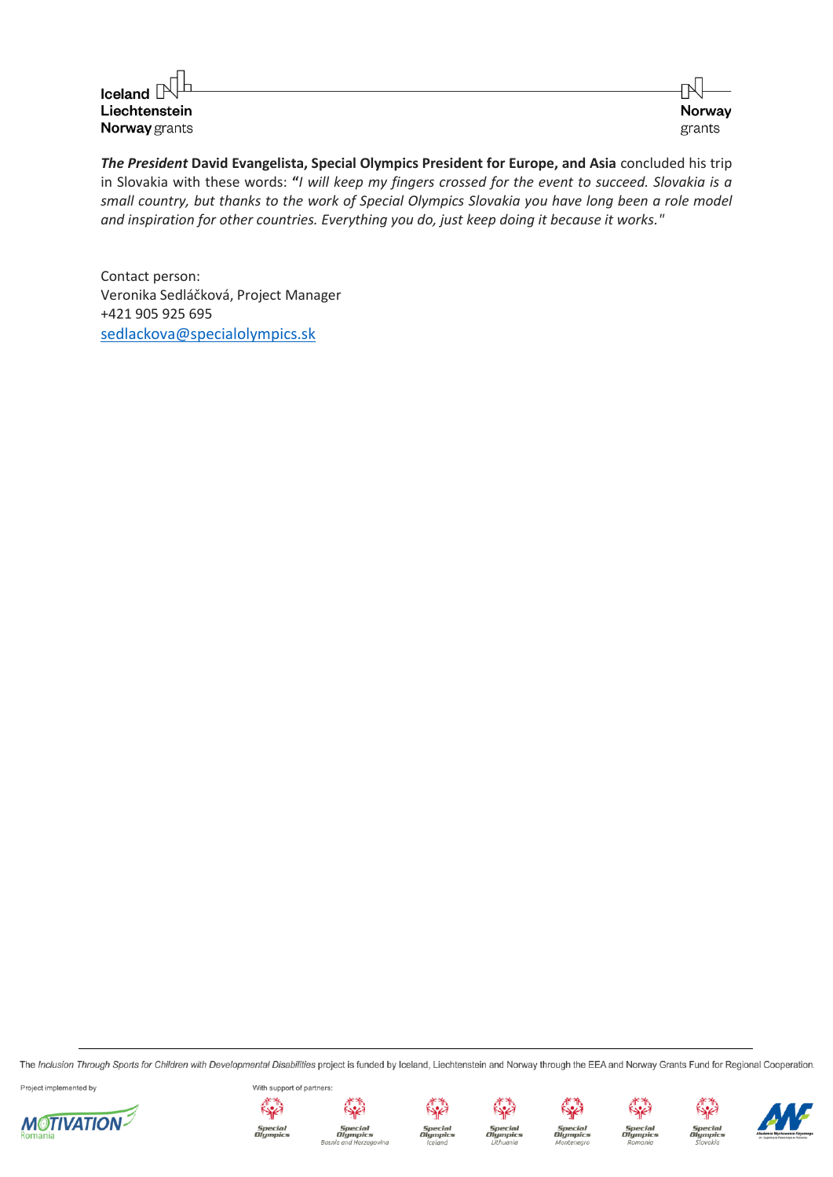***The President*** **David Evangelista, Special Olympics President for Europe, and Asia** concluded his trip in Slovakia with these words: **"***I will keep my fingers crossed for the event to succeed. Slovakia is a small country, but thanks to the work of Special Olympics Slovakia you have long been a role model and inspiration for other countries. Everything you do, just keep doing it because it works."*

Contact person:
Veronika Sedláčková, Project Manager
+421 905 925 695
sedlackova@specialolympics.sk